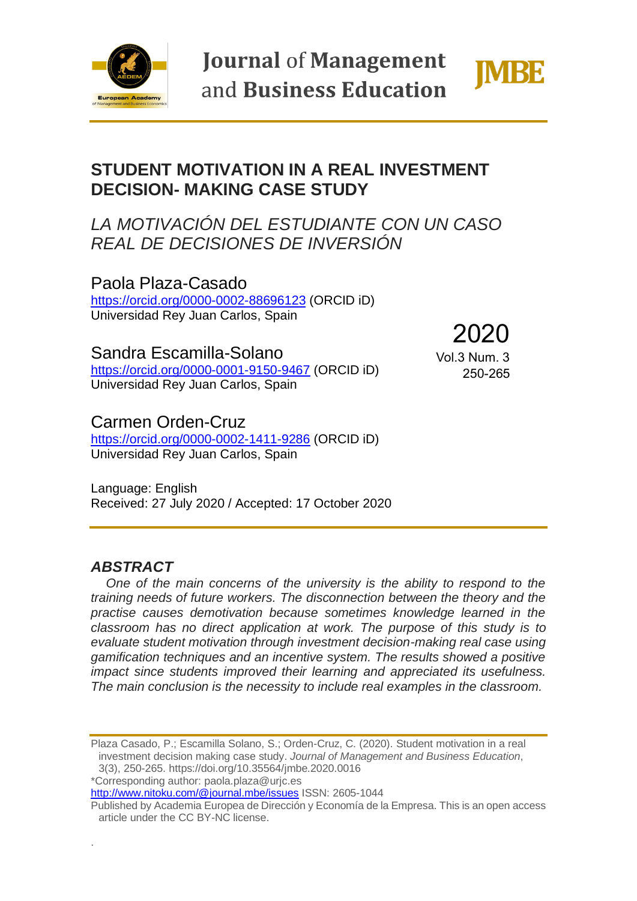# STUDENT MOTIVATION IN A REAL INVESTMENT DECISION- MAKING CASE STUDY

*LA MOTIVACIÓN DEL ESTUDIANTE CON UN CASO REAL DE DECISIONES DE INVERSIÓN*

Paola Plaza-Casado
https://orcid.org/0000-0002-88696123 (ORCID iD)
Universidad Rey Juan Carlos, Spain

Sandra Escamilla-Solano
https://orcid.org/0000-0001-9150-9467 (ORCID iD)
Universidad Rey Juan Carlos, Spain

Carmen Orden-Cruz
https://orcid.org/0000-0002-1411-9286 (ORCID iD)
Universidad Rey Juan Carlos, Spain

2020
Vol.3 Num. 3
250-265

Language: English
Received: 27 July 2020 / Accepted: 17 October 2020

## *ABSTRACT*

*One of the main concerns of the university is the ability to respond to the training needs of future workers. The disconnection between the theory and the practise causes demotivation because sometimes knowledge learned in the classroom has no direct application at work. The purpose of this study is to evaluate student motivation through investment decision-making real case using gamification techniques and an incentive system. The results showed a positive impact since students improved their learning and appreciated its usefulness. The main conclusion is the necessity to include real examples in the classroom.*

Plaza Casado, P.; Escamilla Solano, S.; Orden-Cruz, C. (2020). Student motivation in a real investment decision making case study. *Journal of Management and Business Education*, 3(3), 250-265. https://doi.org/10.35564/jmbe.2020.0016
*Corresponding author: paola.plaza@urjc.es
http://www.nitoku.com/@journal.mbe/issues ISSN: 2605-1044
Published by Academia Europea de Dirección y Economía de la Empresa. This is an open access article under the CC BY-NC license.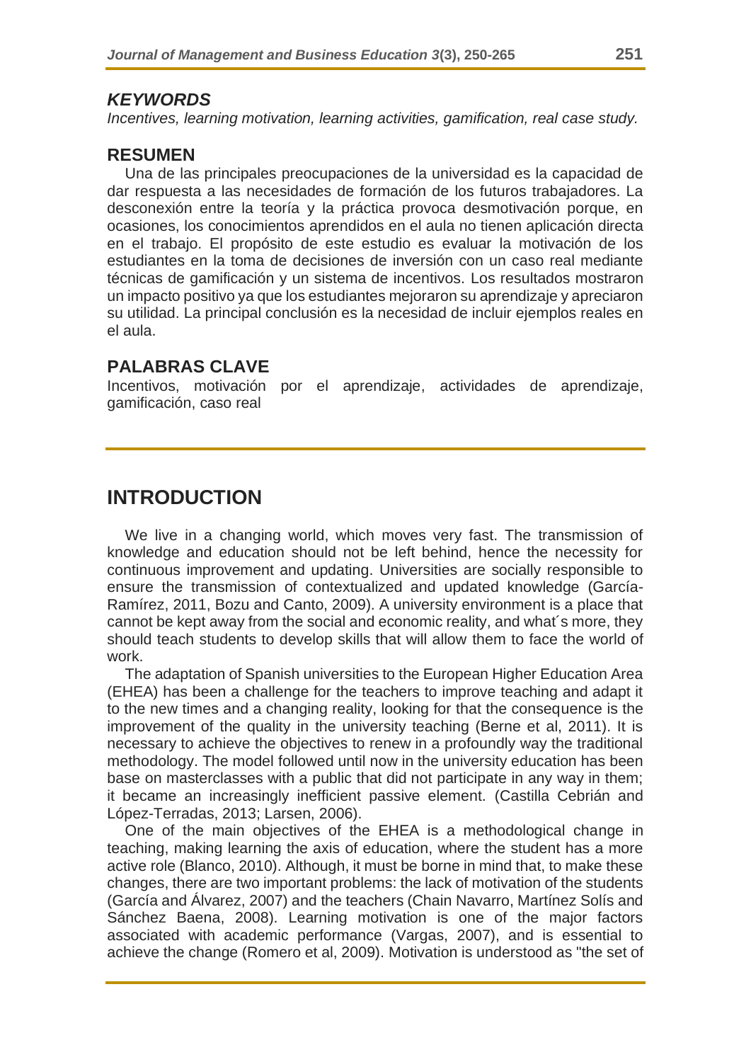### *KEYWORDS*

*Incentives, learning motivation, learning activities, gamification, real case study.*

### RESUMEN

Una de las principales preocupaciones de la universidad es la capacidad de dar respuesta a las necesidades de formación de los futuros trabajadores. La desconexión entre la teoría y la práctica provoca desmotivación porque, en ocasiones, los conocimientos aprendidos en el aula no tienen aplicación directa en el trabajo. El propósito de este estudio es evaluar la motivación de los estudiantes en la toma de decisiones de inversión con un caso real mediante técnicas de gamificación y un sistema de incentivos. Los resultados mostraron un impacto positivo ya que los estudiantes mejoraron su aprendizaje y apreciaron su utilidad. La principal conclusión es la necesidad de incluir ejemplos reales en el aula.

### PALABRAS CLAVE

Incentivos, motivación por el aprendizaje, actividades de aprendizaje, gamificación, caso real

## INTRODUCTION

We live in a changing world, which moves very fast. The transmission of knowledge and education should not be left behind, hence the necessity for continuous improvement and updating. Universities are socially responsible to ensure the transmission of contextualized and updated knowledge (García-Ramírez, 2011, Bozu and Canto, 2009). A university environment is a place that cannot be kept away from the social and economic reality, and what´s more, they should teach students to develop skills that will allow them to face the world of work.

The adaptation of Spanish universities to the European Higher Education Area (EHEA) has been a challenge for the teachers to improve teaching and adapt it to the new times and a changing reality, looking for that the consequence is the improvement of the quality in the university teaching (Berne et al, 2011). It is necessary to achieve the objectives to renew in a profoundly way the traditional methodology. The model followed until now in the university education has been base on masterclasses with a public that did not participate in any way in them; it became an increasingly inefficient passive element. (Castilla Cebrián and López-Terradas, 2013; Larsen, 2006).

One of the main objectives of the EHEA is a methodological change in teaching, making learning the axis of education, where the student has a more active role (Blanco, 2010). Although, it must be borne in mind that, to make these changes, there are two important problems: the lack of motivation of the students (García and Álvarez, 2007) and the teachers (Chain Navarro, Martínez Solís and Sánchez Baena, 2008). Learning motivation is one of the major factors associated with academic performance (Vargas, 2007), and is essential to achieve the change (Romero et al, 2009). Motivation is understood as "the set of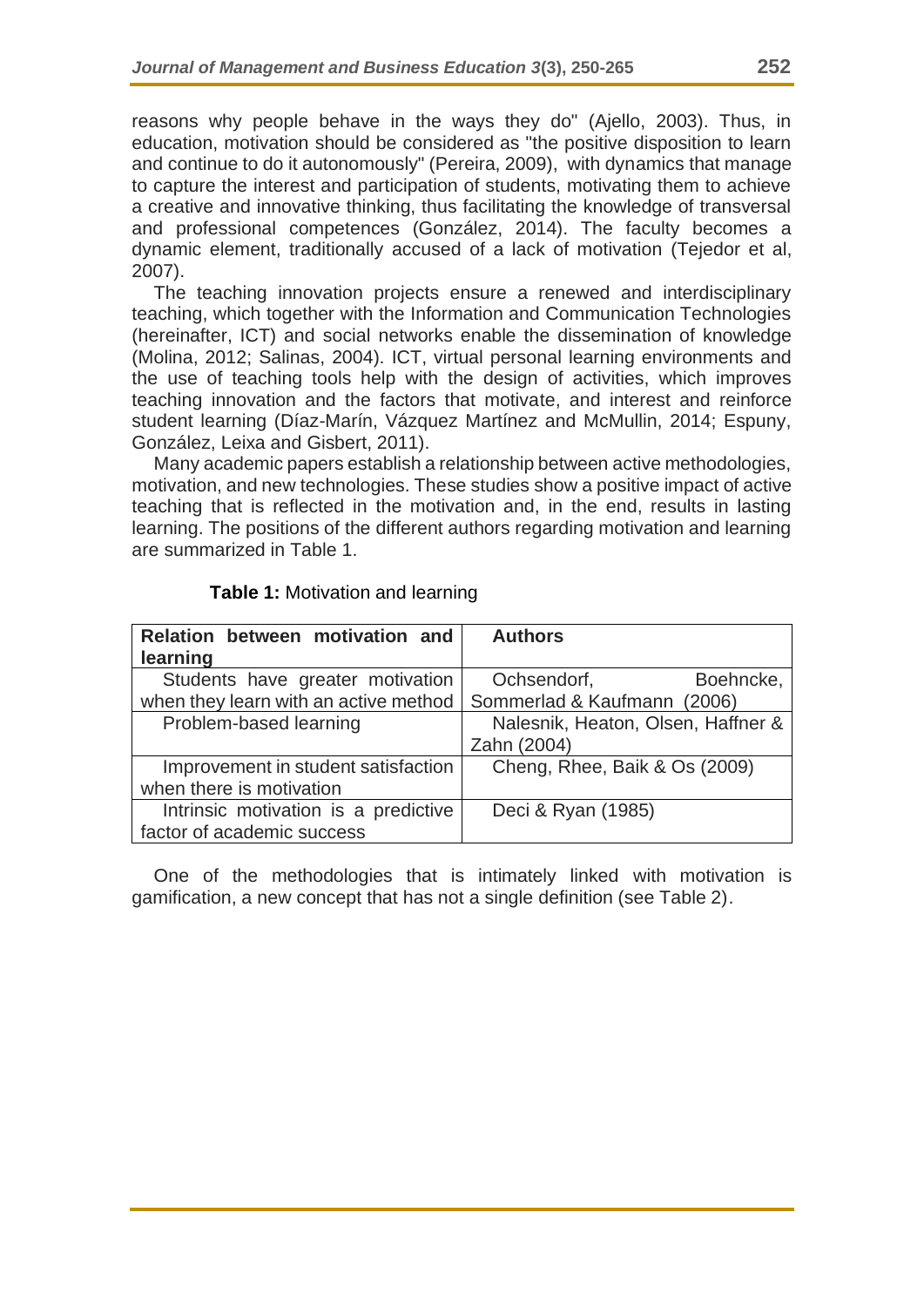reasons why people behave in the ways they do" (Ajello, 2003). Thus, in education, motivation should be considered as "the positive disposition to learn and continue to do it autonomously" (Pereira, 2009), with dynamics that manage to capture the interest and participation of students, motivating them to achieve a creative and innovative thinking, thus facilitating the knowledge of transversal and professional competences (González, 2014). The faculty becomes a dynamic element, traditionally accused of a lack of motivation (Tejedor et al, 2007).

The teaching innovation projects ensure a renewed and interdisciplinary teaching, which together with the Information and Communication Technologies (hereinafter, ICT) and social networks enable the dissemination of knowledge (Molina, 2012; Salinas, 2004). ICT, virtual personal learning environments and the use of teaching tools help with the design of activities, which improves teaching innovation and the factors that motivate, and interest and reinforce student learning (Díaz-Marín, Vázquez Martínez and McMullin, 2014; Espuny, González, Leixa and Gisbert, 2011).

Many academic papers establish a relationship between active methodologies, motivation, and new technologies. These studies show a positive impact of active teaching that is reflected in the motivation and, in the end, results in lasting learning. The positions of the different authors regarding motivation and learning are summarized in Table 1.

**Table 1:** Motivation and learning

| **Relation between motivation and learning** | **Authors** |
|---|---|
| Students have greater motivation when they learn with an active method | Ochsendorf, Boehncke, Sommerlad & Kaufmann (2006) |
| Problem-based learning | Nalesnik, Heaton, Olsen, Haffner & Zahn (2004) |
| Improvement in student satisfaction when there is motivation | Cheng, Rhee, Baik & Os (2009) |
| Intrinsic motivation is a predictive factor of academic success | Deci & Ryan (1985) |

One of the methodologies that is intimately linked with motivation is gamification, a new concept that has not a single definition (see Table 2).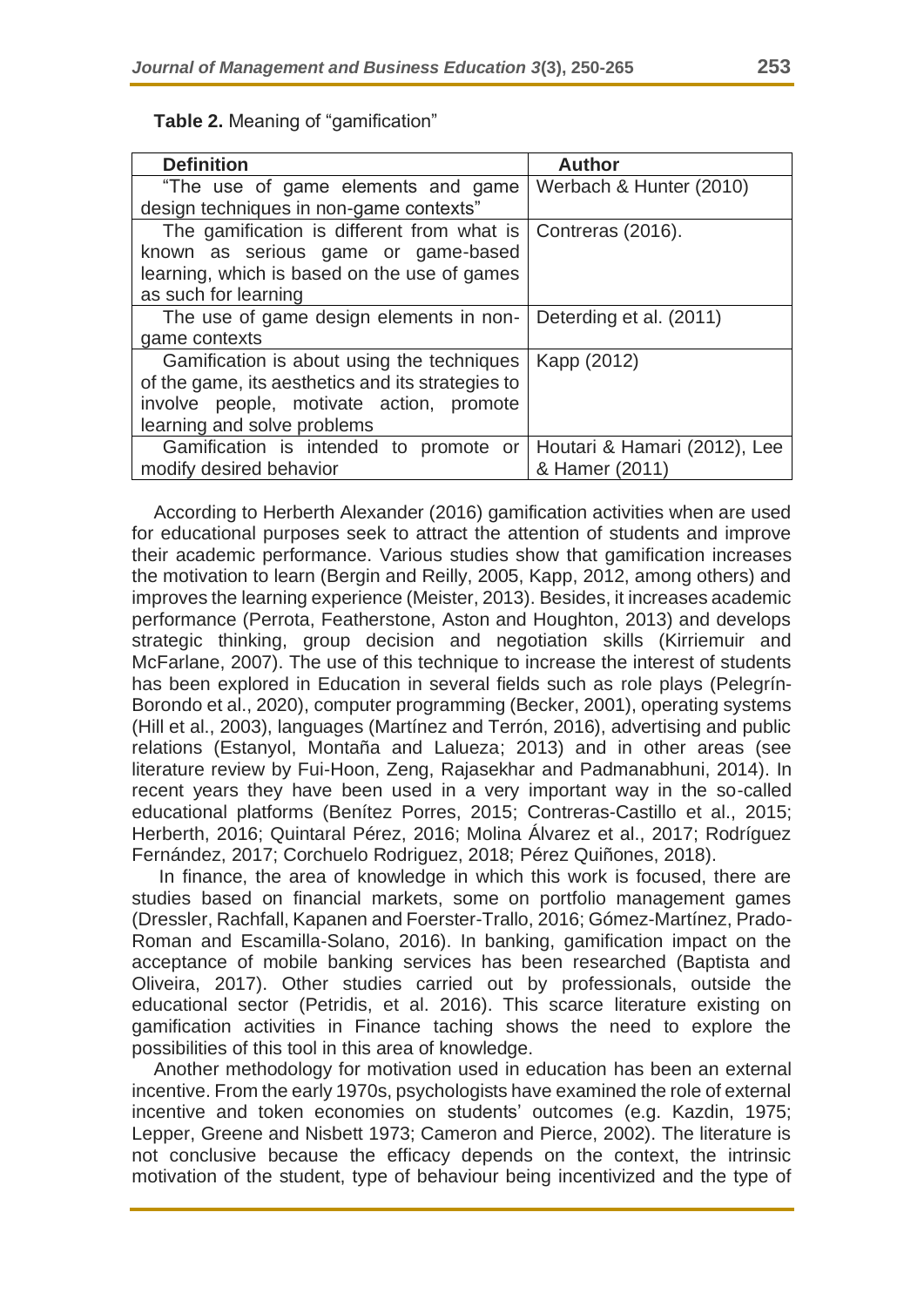**Table 2.** Meaning of "gamification"

| Definition | Author |
|---|---|
| "The use of game elements and game design techniques in non-game contexts" | Werbach & Hunter (2010) |
| The gamification is different from what is known as serious game or game-based learning, which is based on the use of games as such for learning | Contreras (2016). |
| The use of game design elements in non-game contexts | Deterding et al. (2011) |
| Gamification is about using the techniques of the game, its aesthetics and its strategies to involve people, motivate action, promote learning and solve problems | Kapp (2012) |
| Gamification is intended to promote or modify desired behavior | Houtari & Hamari (2012), Lee & Hamer (2011) |

According to Herberth Alexander (2016) gamification activities when are used for educational purposes seek to attract the attention of students and improve their academic performance. Various studies show that gamification increases the motivation to learn (Bergin and Reilly, 2005, Kapp, 2012, among others) and improves the learning experience (Meister, 2013). Besides, it increases academic performance (Perrota, Featherstone, Aston and Houghton, 2013) and develops strategic thinking, group decision and negotiation skills (Kirriemuir and McFarlane, 2007). The use of this technique to increase the interest of students has been explored in Education in several fields such as role plays (Pelegrín-Borondo et al., 2020), computer programming (Becker, 2001), operating systems (Hill et al., 2003), languages (Martínez and Terrón, 2016), advertising and public relations (Estanyol, Montaña and Lalueza; 2013) and in other areas (see literature review by Fui-Hoon, Zeng, Rajasekhar and Padmanabhuni, 2014). In recent years they have been used in a very important way in the so-called educational platforms (Benítez Porres, 2015; Contreras-Castillo et al., 2015; Herberth, 2016; Quintaral Pérez, 2016; Molina Álvarez et al., 2017; Rodríguez Fernández, 2017; Corchuelo Rodriguez, 2018; Pérez Quiñones, 2018).

In finance, the area of knowledge in which this work is focused, there are studies based on financial markets, some on portfolio management games (Dressler, Rachfall, Kapanen and Foerster-Trallo, 2016; Gómez-Martínez, Prado-Roman and Escamilla-Solano, 2016). In banking, gamification impact on the acceptance of mobile banking services has been researched (Baptista and Oliveira, 2017). Other studies carried out by professionals, outside the educational sector (Petridis, et al. 2016). This scarce literature existing on gamification activities in Finance taching shows the need to explore the possibilities of this tool in this area of knowledge.

Another methodology for motivation used in education has been an external incentive. From the early 1970s, psychologists have examined the role of external incentive and token economies on students' outcomes (e.g. Kazdin, 1975; Lepper, Greene and Nisbett 1973; Cameron and Pierce, 2002). The literature is not conclusive because the efficacy depends on the context, the intrinsic motivation of the student, type of behaviour being incentivized and the type of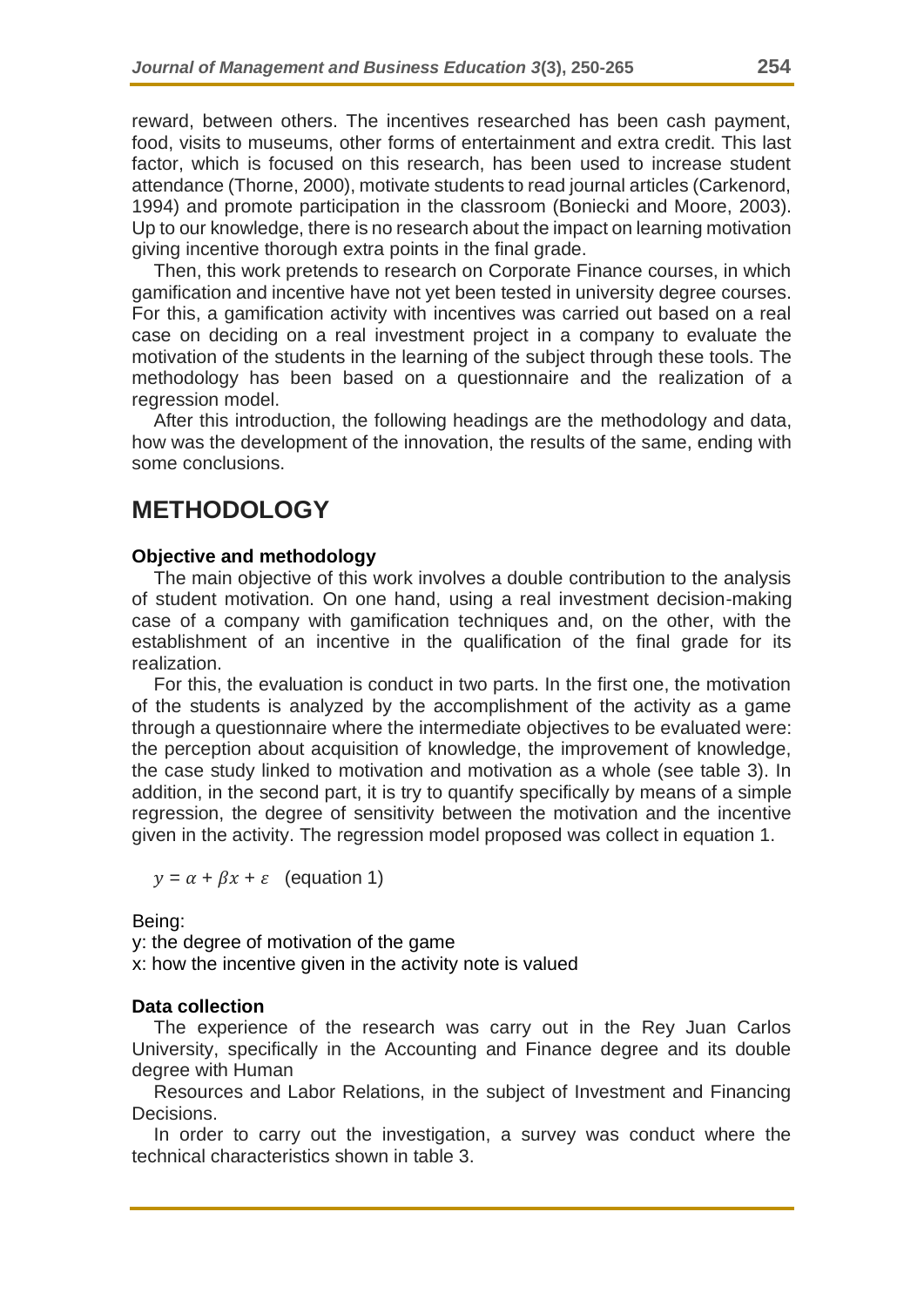reward, between others. The incentives researched has been cash payment, food, visits to museums, other forms of entertainment and extra credit. This last factor, which is focused on this research, has been used to increase student attendance (Thorne, 2000), motivate students to read journal articles (Carkenord, 1994) and promote participation in the classroom (Boniecki and Moore, 2003). Up to our knowledge, there is no research about the impact on learning motivation giving incentive thorough extra points in the final grade.

Then, this work pretends to research on Corporate Finance courses, in which gamification and incentive have not yet been tested in university degree courses. For this, a gamification activity with incentives was carried out based on a real case on deciding on a real investment project in a company to evaluate the motivation of the students in the learning of the subject through these tools. The methodology has been based on a questionnaire and the realization of a regression model.

After this introduction, the following headings are the methodology and data, how was the development of the innovation, the results of the same, ending with some conclusions.

# METHODOLOGY

### Objective and methodology

The main objective of this work involves a double contribution to the analysis of student motivation. On one hand, using a real investment decision-making case of a company with gamification techniques and, on the other, with the establishment of an incentive in the qualification of the final grade for its realization.

For this, the evaluation is conduct in two parts. In the first one, the motivation of the students is analyzed by the accomplishment of the activity as a game through a questionnaire where the intermediate objectives to be evaluated were: the perception about acquisition of knowledge, the improvement of knowledge, the case study linked to motivation and motivation as a whole (see table 3). In addition, in the second part, it is try to quantify specifically by means of a simple regression, the degree of sensitivity between the motivation and the incentive given in the activity. The regression model proposed was collect in equation 1.

$$y = \alpha + \beta x + \varepsilon \quad \text{(equation 1)}$$

Being:

y: the degree of motivation of the game

x: how the incentive given in the activity note is valued

### Data collection

The experience of the research was carry out in the Rey Juan Carlos University, specifically in the Accounting and Finance degree and its double degree with Human

Resources and Labor Relations, in the subject of Investment and Financing Decisions.

In order to carry out the investigation, a survey was conduct where the technical characteristics shown in table 3.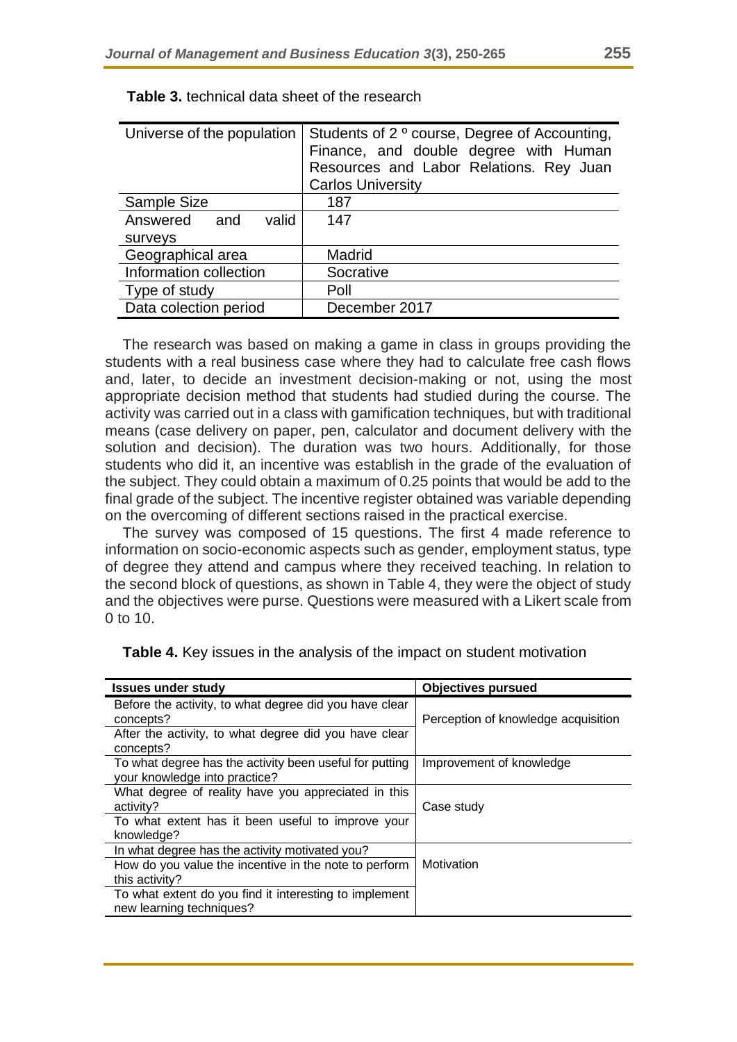**Table 3.** technical data sheet of the research

| | |
|---|---|
| Universe of the population | Students of 2 º course, Degree of Accounting, Finance, and double degree with Human Resources and Labor Relations. Rey Juan Carlos University |
| Sample Size | 187 |
| Answered and valid surveys | 147 |
| Geographical area | Madrid |
| Information collection | Socrative |
| Type of study | Poll |
| Data colection period | December 2017 |

The research was based on making a game in class in groups providing the students with a real business case where they had to calculate free cash flows and, later, to decide an investment decision-making or not, using the most appropriate decision method that students had studied during the course. The activity was carried out in a class with gamification techniques, but with traditional means (case delivery on paper, pen, calculator and document delivery with the solution and decision). The duration was two hours. Additionally, for those students who did it, an incentive was establish in the grade of the evaluation of the subject. They could obtain a maximum of 0.25 points that would be add to the final grade of the subject. The incentive register obtained was variable depending on the overcoming of different sections raised in the practical exercise.

The survey was composed of 15 questions. The first 4 made reference to information on socio-economic aspects such as gender, employment status, type of degree they attend and campus where they received teaching. In relation to the second block of questions, as shown in Table 4, they were the object of study and the objectives were purse. Questions were measured with a Likert scale from 0 to 10.

**Table 4.** Key issues in the analysis of the impact on student motivation

| Issues under study | Objectives pursued |
|---|---|
| Before the activity, to what degree did you have clear concepts? | Perception of knowledge acquisition |
| After the activity, to what degree did you have clear concepts? | |
| To what degree has the activity been useful for putting your knowledge into practice? | Improvement of knowledge |
| What degree of reality have you appreciated in this activity? | Case study |
| To what extent has it been useful to improve your knowledge? | |
| In what degree has the activity motivated you? | Motivation |
| How do you value the incentive in the note to perform this activity? | |
| To what extent do you find it interesting to implement new learning techniques? | |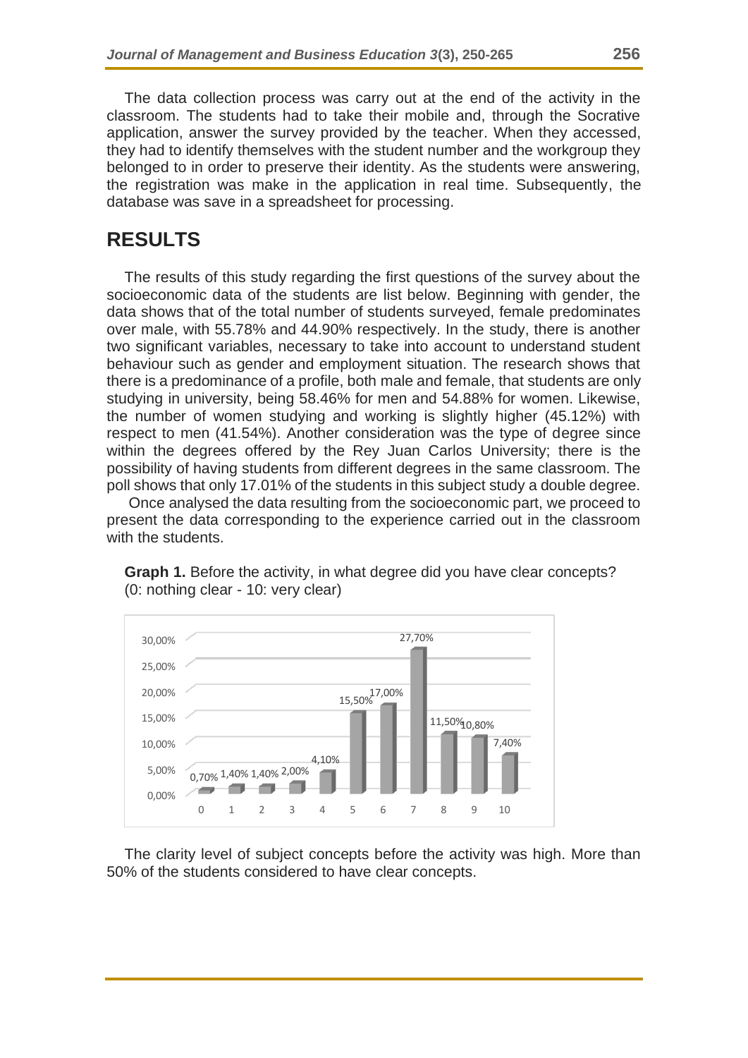The data collection process was carry out at the end of the activity in the classroom. The students had to take their mobile and, through the Socrative application, answer the survey provided by the teacher. When they accessed, they had to identify themselves with the student number and the workgroup they belonged to in order to preserve their identity. As the students were answering, the registration was make in the application in real time. Subsequently, the database was save in a spreadsheet for processing.

# RESULTS

The results of this study regarding the first questions of the survey about the socioeconomic data of the students are list below. Beginning with gender, the data shows that of the total number of students surveyed, female predominates over male, with 55.78% and 44.90% respectively. In the study, there is another two significant variables, necessary to take into account to understand student behaviour such as gender and employment situation. The research shows that there is a predominance of a profile, both male and female, that students are only studying in university, being 58.46% for men and 54.88% for women. Likewise, the number of women studying and working is slightly higher (45.12%) with respect to men (41.54%). Another consideration was the type of degree since within the degrees offered by the Rey Juan Carlos University; there is the possibility of having students from different degrees in the same classroom. The poll shows that only 17.01% of the students in this subject study a double degree.

Once analysed the data resulting from the socioeconomic part, we proceed to present the data corresponding to the experience carried out in the classroom with the students.

**Graph 1.** Before the activity, in what degree did you have clear concepts? (0: nothing clear - 10: very clear)

| Score | 0 | 1 | 2 | 3 | 4 | 5 | 6 | 7 | 8 | 9 | 10 |
|---|---|---|---|---|---|---|---|---|---|---|---|
| % | 0,70% | 1,40% | 1,40% | 2,00% | 4,10% | 15,50% | 17,00% | 27,70% | 11,50% | 10,80% | 7,40% |

The clarity level of subject concepts before the activity was high. More than 50% of the students considered to have clear concepts.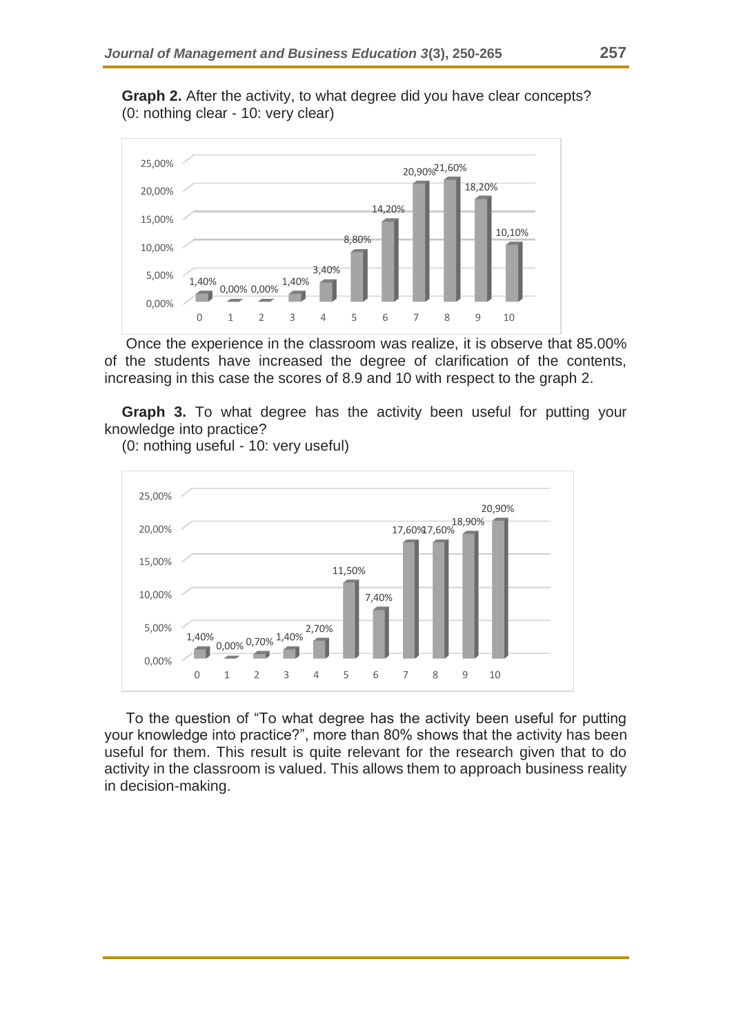**Graph 2.** After the activity, to what degree did you have clear concepts? (0: nothing clear - 10: very clear)

| Score | 0 | 1 | 2 | 3 | 4 | 5 | 6 | 7 | 8 | 9 | 10 |
|---|---|---|---|---|---|---|---|---|---|---|---|
| % | 1,40% | 0,00% | 0,00% | 1,40% | 3,40% | 8,80% | 14,20% | 20,90% | 21,60% | 18,20% | 10,10% |

Once the experience in the classroom was realize, it is observe that 85.00% of the students have increased the degree of clarification of the contents, increasing in this case the scores of 8.9 and 10 with respect to the graph 2.

**Graph 3.** To what degree has the activity been useful for putting your knowledge into practice?
(0: nothing useful - 10: very useful)

| Score | 0 | 1 | 2 | 3 | 4 | 5 | 6 | 7 | 8 | 9 | 10 |
|---|---|---|---|---|---|---|---|---|---|---|---|
| % | 1,40% | 0,00% | 0,70% | 1,40% | 2,70% | 11,50% | 7,40% | 17,60% | 17,60% | 18,90% | 20,90% |

To the question of "To what degree has the activity been useful for putting your knowledge into practice?", more than 80% shows that the activity has been useful for them. This result is quite relevant for the research given that to do activity in the classroom is valued. This allows them to approach business reality in decision-making.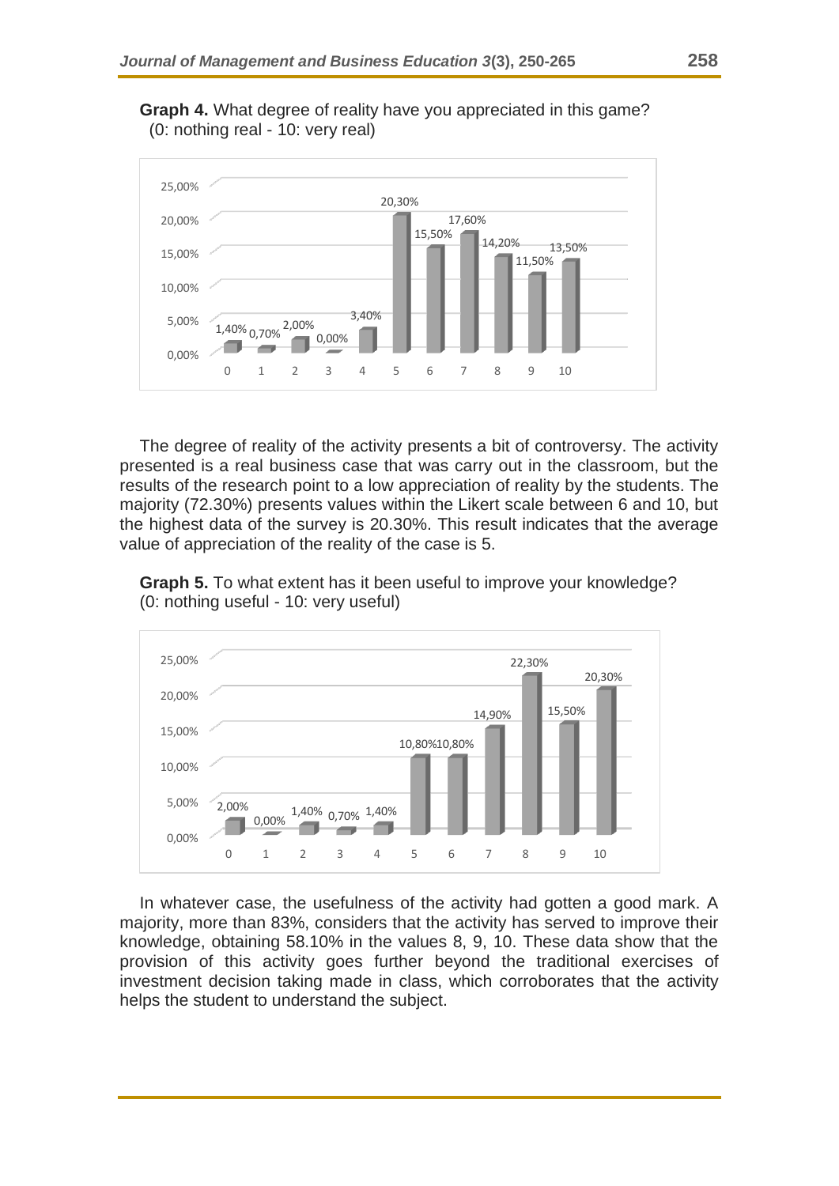**Graph 4.** What degree of reality have you appreciated in this game? (0: nothing real - 10: very real)

| Value | 0 | 1 | 2 | 3 | 4 | 5 | 6 | 7 | 8 | 9 | 10 |
|---|---|---|---|---|---|---|---|---|---|---|---|
| % | 1,40% | 0,70% | 2,00% | 0,00% | 3,40% | 20,30% | 15,50% | 17,60% | 14,20% | 11,50% | 13,50% |

The degree of reality of the activity presents a bit of controversy. The activity presented is a real business case that was carry out in the classroom, but the results of the research point to a low appreciation of reality by the students. The majority (72.30%) presents values within the Likert scale between 6 and 10, but the highest data of the survey is 20.30%. This result indicates that the average value of appreciation of the reality of the case is 5.

**Graph 5.** To what extent has it been useful to improve your knowledge? (0: nothing useful - 10: very useful)

| Value | 0 | 1 | 2 | 3 | 4 | 5 | 6 | 7 | 8 | 9 | 10 |
|---|---|---|---|---|---|---|---|---|---|---|---|
| % | 2,00% | 0,00% | 1,40% | 0,70% | 1,40% | 10,80% | 10,80% | 14,90% | 22,30% | 15,50% | 20,30% |

In whatever case, the usefulness of the activity had gotten a good mark. A majority, more than 83%, considers that the activity has served to improve their knowledge, obtaining 58.10% in the values 8, 9, 10. These data show that the provision of this activity goes further beyond the traditional exercises of investment decision taking made in class, which corroborates that the activity helps the student to understand the subject.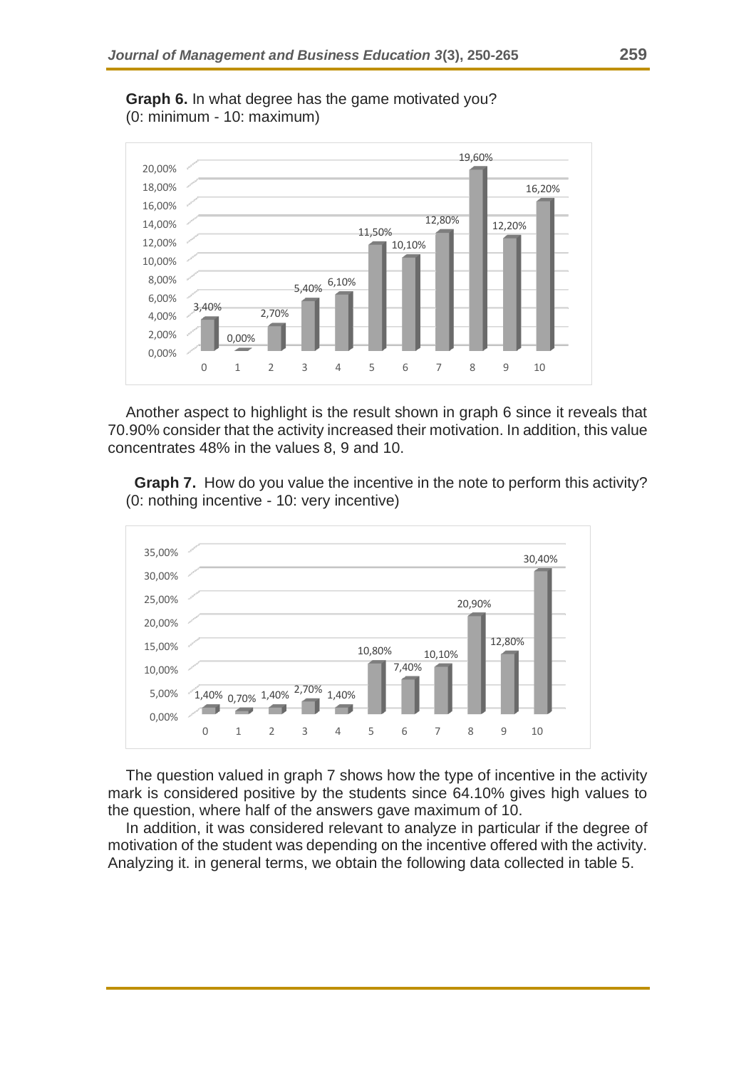**Graph 6.** In what degree has the game motivated you?
(0: minimum - 10: maximum)

| Value | 0 | 1 | 2 | 3 | 4 | 5 | 6 | 7 | 8 | 9 | 10 |
|---|---|---|---|---|---|---|---|---|---|---|---|
| % | 3,40% | 0,00% | 2,70% | 5,40% | 6,10% | 11,50% | 10,10% | 12,80% | 19,60% | 12,20% | 16,20% |

Another aspect to highlight is the result shown in graph 6 since it reveals that 70.90% consider that the activity increased their motivation. In addition, this value concentrates 48% in the values 8, 9 and 10.

**Graph 7.** How do you value the incentive in the note to perform this activity? (0: nothing incentive - 10: very incentive)

| Value | 0 | 1 | 2 | 3 | 4 | 5 | 6 | 7 | 8 | 9 | 10 |
|---|---|---|---|---|---|---|---|---|---|---|---|
| % | 1,40% | 0,70% | 1,40% | 2,70% | 1,40% | 10,80% | 7,40% | 10,10% | 20,90% | 12,80% | 30,40% |

The question valued in graph 7 shows how the type of incentive in the activity mark is considered positive by the students since 64.10% gives high values to the question, where half of the answers gave maximum of 10.

In addition, it was considered relevant to analyze in particular if the degree of motivation of the student was depending on the incentive offered with the activity. Analyzing it. in general terms, we obtain the following data collected in table 5.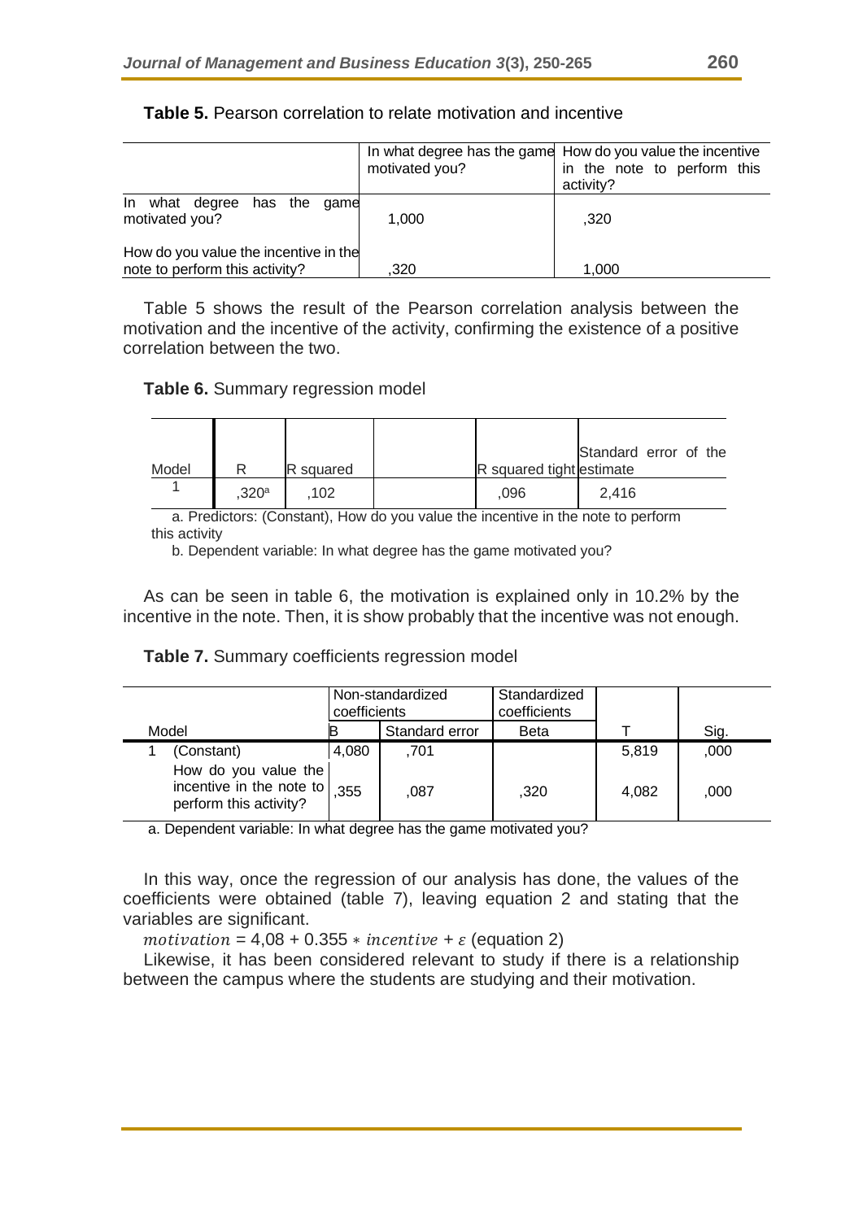**Table 5.** Pearson correlation to relate motivation and incentive

| | In what degree has the game motivated you? | How do you value the incentive in the note to perform this activity? |
|---|---|---|
| In what degree has the game motivated you? | 1,000 | ,320 |
| How do you value the incentive in the note to perform this activity? | ,320 | 1,000 |

Table 5 shows the result of the Pearson correlation analysis between the motivation and the incentive of the activity, confirming the existence of a positive correlation between the two.

**Table 6.** Summary regression model

| Model | R | R squared | | R squared tight | Standard error of the estimate |
|---|---|---|---|---|---|
| 1 | ,320[a] | ,102 | | ,096 | 2,416 |

a. Predictors: (Constant), How do you value the incentive in the note to perform this activity

b. Dependent variable: In what degree has the game motivated you?

As can be seen in table 6, the motivation is explained only in 10.2% by the incentive in the note. Then, it is show probably that the incentive was not enough.

**Table 7.** Summary coefficients regression model

| Model | | Non-standardized coefficients | | Standardized coefficients | | |
|---|---|---|---|---|---|---|
| | | B | Standard error | Beta | T | Sig. |
| 1 | (Constant) | 4,080 | ,701 | | 5,819 | ,000 |
| | How do you value the incentive in the note to perform this activity? | ,355 | ,087 | ,320 | 4,082 | ,000 |

a. Dependent variable: In what degree has the game motivated you?

In this way, once the regression of our analysis has done, the values of the coefficients were obtained (table 7), leaving equation 2 and stating that the variables are significant.

$motivation = 4{,}08 + 0.355 * incentive + \varepsilon$ (equation 2)

Likewise, it has been considered relevant to study if there is a relationship between the campus where the students are studying and their motivation.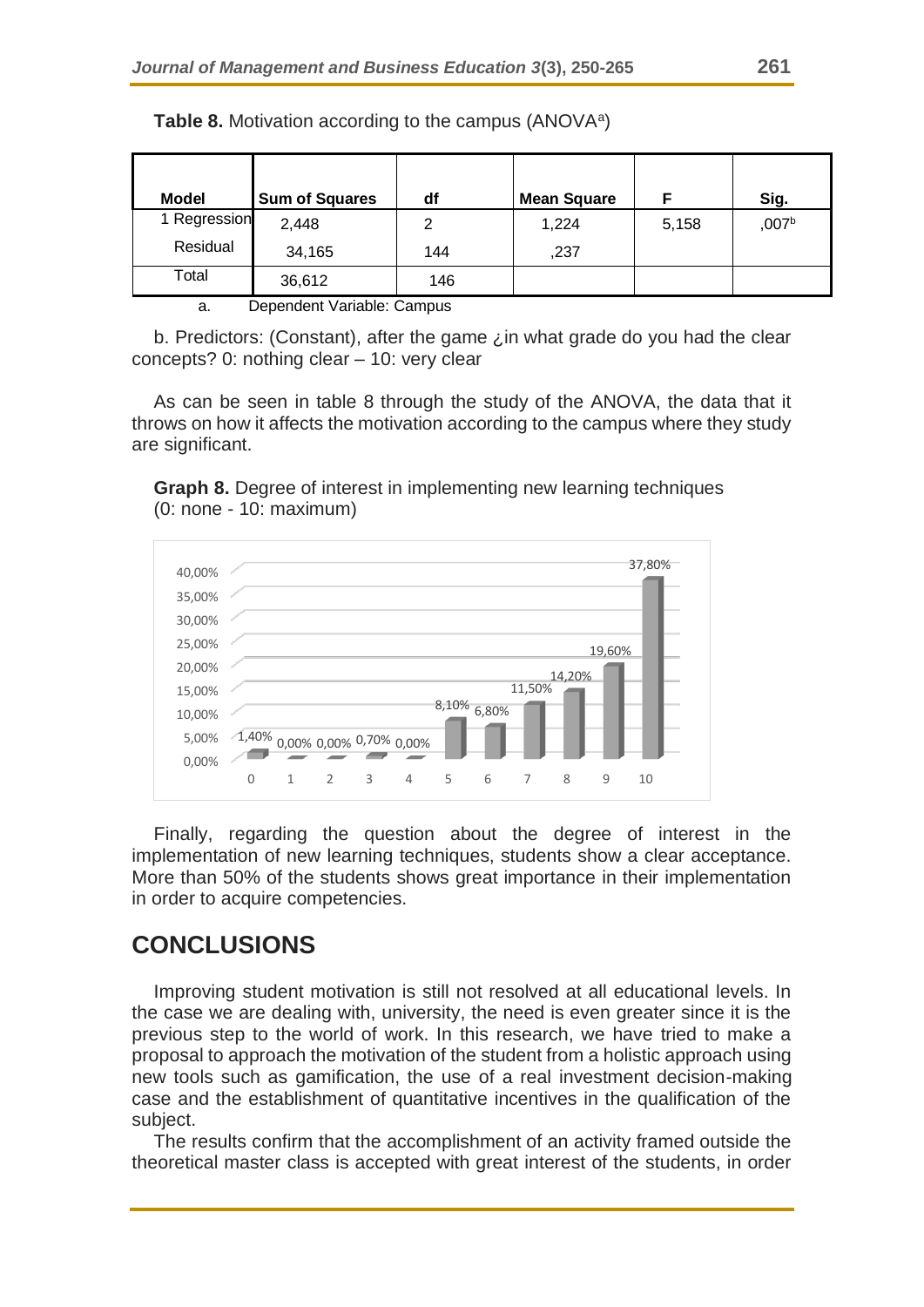**Table 8.** Motivation according to the campus (ANOVA[a])

| Model | Sum of Squares | df | Mean Square | F | Sig. |
|---|---|---|---|---|---|
| 1 Regression | 2,448 | 2 | 1,224 | 5,158 | ,007[b] |
| Residual | 34,165 | 144 | ,237 | | |
| Total | 36,612 | 146 | | | |

a. Dependent Variable: Campus

b. Predictors: (Constant), after the game ¿in what grade do you had the clear concepts? 0: nothing clear – 10: very clear

As can be seen in table 8 through the study of the ANOVA, the data that it throws on how it affects the motivation according to the campus where they study are significant.

**Graph 8.** Degree of interest in implementing new learning techniques (0: none - 10: maximum)

| 0 | 1 | 2 | 3 | 4 | 5 | 6 | 7 | 8 | 9 | 10 |
|---|---|---|---|---|---|---|---|---|---|---|
| 1,40% | 0,00% | 0,00% | 0,70% | 0,00% | 8,10% | 6,80% | 11,50% | 14,20% | 19,60% | 37,80% |

Finally, regarding the question about the degree of interest in the implementation of new learning techniques, students show a clear acceptance. More than 50% of the students shows great importance in their implementation in order to acquire competencies.

## CONCLUSIONS

Improving student motivation is still not resolved at all educational levels. In the case we are dealing with, university, the need is even greater since it is the previous step to the world of work. In this research, we have tried to make a proposal to approach the motivation of the student from a holistic approach using new tools such as gamification, the use of a real investment decision-making case and the establishment of quantitative incentives in the qualification of the subject.

The results confirm that the accomplishment of an activity framed outside the theoretical master class is accepted with great interest of the students, in order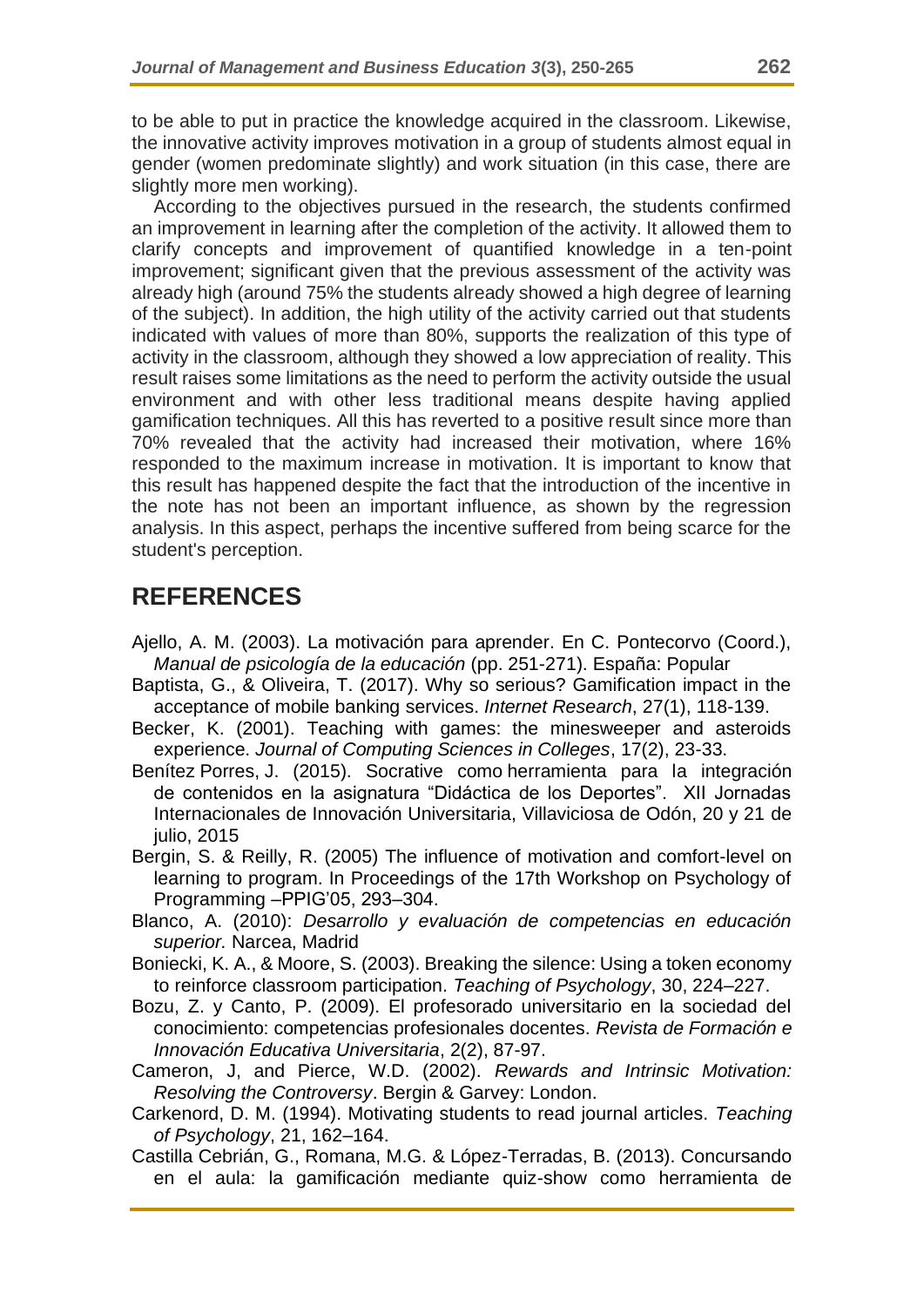to be able to put in practice the knowledge acquired in the classroom. Likewise, the innovative activity improves motivation in a group of students almost equal in gender (women predominate slightly) and work situation (in this case, there are slightly more men working).

According to the objectives pursued in the research, the students confirmed an improvement in learning after the completion of the activity. It allowed them to clarify concepts and improvement of quantified knowledge in a ten-point improvement; significant given that the previous assessment of the activity was already high (around 75% the students already showed a high degree of learning of the subject). In addition, the high utility of the activity carried out that students indicated with values of more than 80%, supports the realization of this type of activity in the classroom, although they showed a low appreciation of reality. This result raises some limitations as the need to perform the activity outside the usual environment and with other less traditional means despite having applied gamification techniques. All this has reverted to a positive result since more than 70% revealed that the activity had increased their motivation, where 16% responded to the maximum increase in motivation. It is important to know that this result has happened despite the fact that the introduction of the incentive in the note has not been an important influence, as shown by the regression analysis. In this aspect, perhaps the incentive suffered from being scarce for the student's perception.

## REFERENCES

Ajello, A. M. (2003). La motivación para aprender. En C. Pontecorvo (Coord.), *Manual de psicología de la educación* (pp. 251-271). España: Popular

Baptista, G., & Oliveira, T. (2017). Why so serious? Gamification impact in the acceptance of mobile banking services. *Internet Research*, 27(1), 118-139.

Becker, K. (2001). Teaching with games: the minesweeper and asteroids experience. *Journal of Computing Sciences in Colleges*, 17(2), 23-33.

Benítez Porres, J. (2015). Socrative como herramienta para la integración de contenidos en la asignatura "Didáctica de los Deportes". XII Jornadas Internacionales de Innovación Universitaria, Villaviciosa de Odón, 20 y 21 de julio, 2015

Bergin, S. & Reilly, R. (2005) The influence of motivation and comfort-level on learning to program. In Proceedings of the 17th Workshop on Psychology of Programming –PPIG'05, 293–304.

Blanco, A. (2010): *Desarrollo y evaluación de competencias en educación superior.* Narcea, Madrid

Boniecki, K. A., & Moore, S. (2003). Breaking the silence: Using a token economy to reinforce classroom participation. *Teaching of Psychology*, 30, 224–227.

Bozu, Z. y Canto, P. (2009). El profesorado universitario en la sociedad del conocimiento: competencias profesionales docentes. *Revista de Formación e Innovación Educativa Universitaria*, 2(2), 87-97.

Cameron, J, and Pierce, W.D. (2002). *Rewards and Intrinsic Motivation: Resolving the Controversy*. Bergin & Garvey: London.

Carkenord, D. M. (1994). Motivating students to read journal articles. *Teaching of Psychology*, 21, 162–164.

Castilla Cebrián, G., Romana, M.G. & López-Terradas, B. (2013). Concursando en el aula: la gamificación mediante quiz-show como herramienta de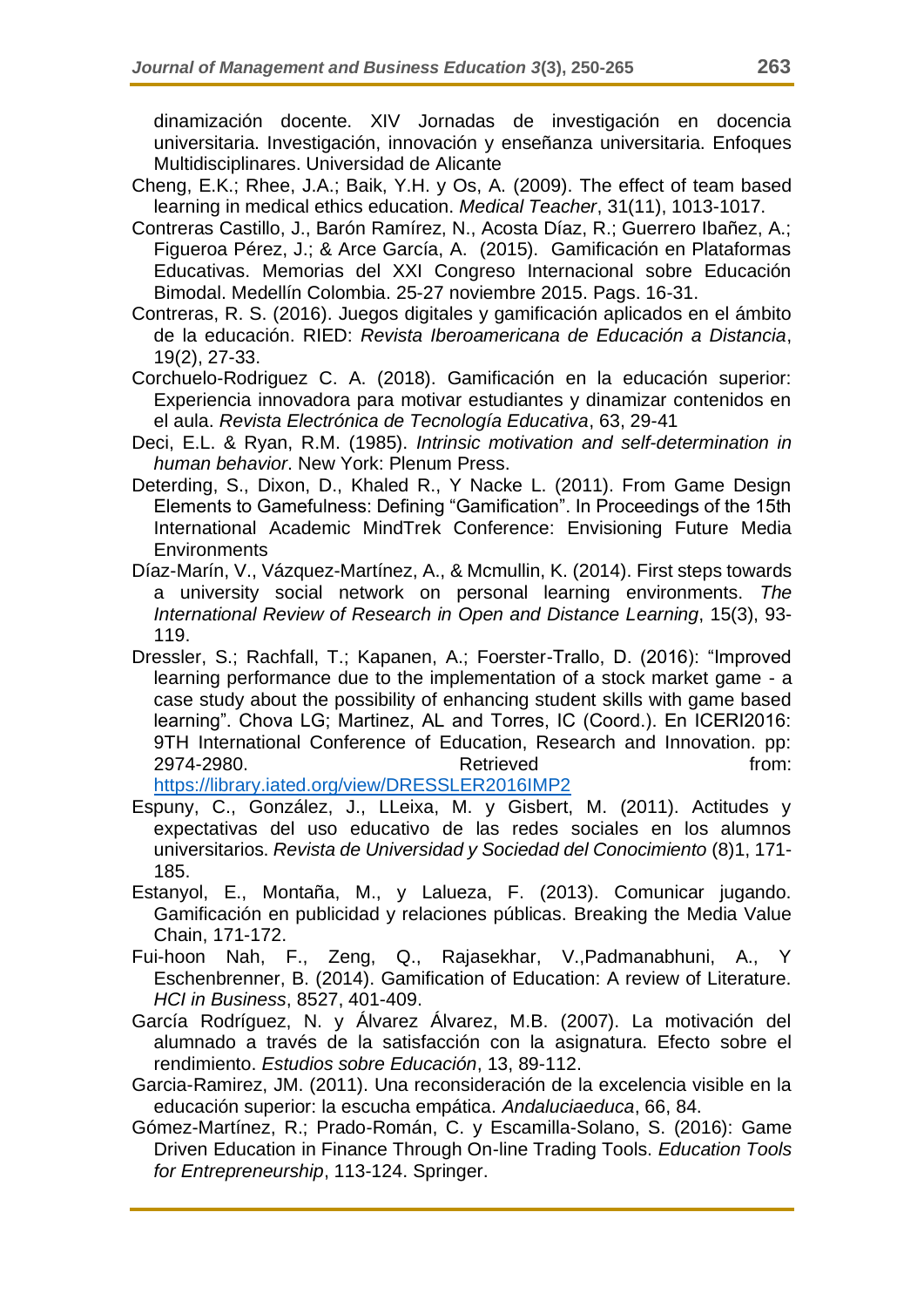dinamización docente. XIV Jornadas de investigación en docencia universitaria. Investigación, innovación y enseñanza universitaria. Enfoques Multidisciplinares. Universidad de Alicante

Cheng, E.K.; Rhee, J.A.; Baik, Y.H. y Os, A. (2009). The effect of team based learning in medical ethics education. *Medical Teacher*, 31(11), 1013-1017.

Contreras Castillo, J., Barón Ramírez, N., Acosta Díaz, R.; Guerrero Ibañez, A.; Figueroa Pérez, J.; & Arce García, A. (2015). Gamificación en Plataformas Educativas. Memorias del XXI Congreso Internacional sobre Educación Bimodal. Medellín Colombia. 25-27 noviembre 2015. Pags. 16-31.

Contreras, R. S. (2016). Juegos digitales y gamificación aplicados en el ámbito de la educación. RIED: *Revista Iberoamericana de Educación a Distancia*, 19(2), 27-33.

Corchuelo-Rodriguez C. A. (2018). Gamificación en la educación superior: Experiencia innovadora para motivar estudiantes y dinamizar contenidos en el aula. *Revista Electrónica de Tecnología Educativa*, 63, 29-41

Deci, E.L. & Ryan, R.M. (1985). *Intrinsic motivation and self-determination in human behavior*. New York: Plenum Press.

Deterding, S., Dixon, D., Khaled R., Y Nacke L. (2011). From Game Design Elements to Gamefulness: Defining "Gamification". In Proceedings of the 15th International Academic MindTrek Conference: Envisioning Future Media Environments

Díaz-Marín, V., Vázquez-Martínez, A., & Mcmullin, K. (2014). First steps towards a university social network on personal learning environments. *The International Review of Research in Open and Distance Learning*, 15(3), 93-119.

Dressler, S.; Rachfall, T.; Kapanen, A.; Foerster-Trallo, D. (2016): "Improved learning performance due to the implementation of a stock market game - a case study about the possibility of enhancing student skills with game based learning". Chova LG; Martinez, AL and Torres, IC (Coord.). En ICERI2016: 9TH International Conference of Education, Research and Innovation. pp: 2974-2980. Retrieved from: https://library.iated.org/view/DRESSLER2016IMP2

Espuny, C., González, J., LLeixa, M. y Gisbert, M. (2011). Actitudes y expectativas del uso educativo de las redes sociales en los alumnos universitarios. *Revista de Universidad y Sociedad del Conocimiento* (8)1, 171-185.

Estanyol, E., Montaña, M., y Lalueza, F. (2013). Comunicar jugando. Gamificación en publicidad y relaciones públicas. Breaking the Media Value Chain, 171-172.

Fui-hoon Nah, F., Zeng, Q., Rajasekhar, V.,Padmanabhuni, A., Y Eschenbrenner, B. (2014). Gamification of Education: A review of Literature. *HCI in Business*, 8527, 401-409.

García Rodríguez, N. y Álvarez Álvarez, M.B. (2007). La motivación del alumnado a través de la satisfacción con la asignatura. Efecto sobre el rendimiento. *Estudios sobre Educación*, 13, 89-112.

Garcia-Ramirez, JM. (2011). Una reconsideración de la excelencia visible en la educación superior: la escucha empática. *Andaluciaeduca*, 66, 84.

Gómez-Martínez, R.; Prado-Román, C. y Escamilla-Solano, S. (2016): Game Driven Education in Finance Through On-line Trading Tools. *Education Tools for Entrepreneurship*, 113-124. Springer.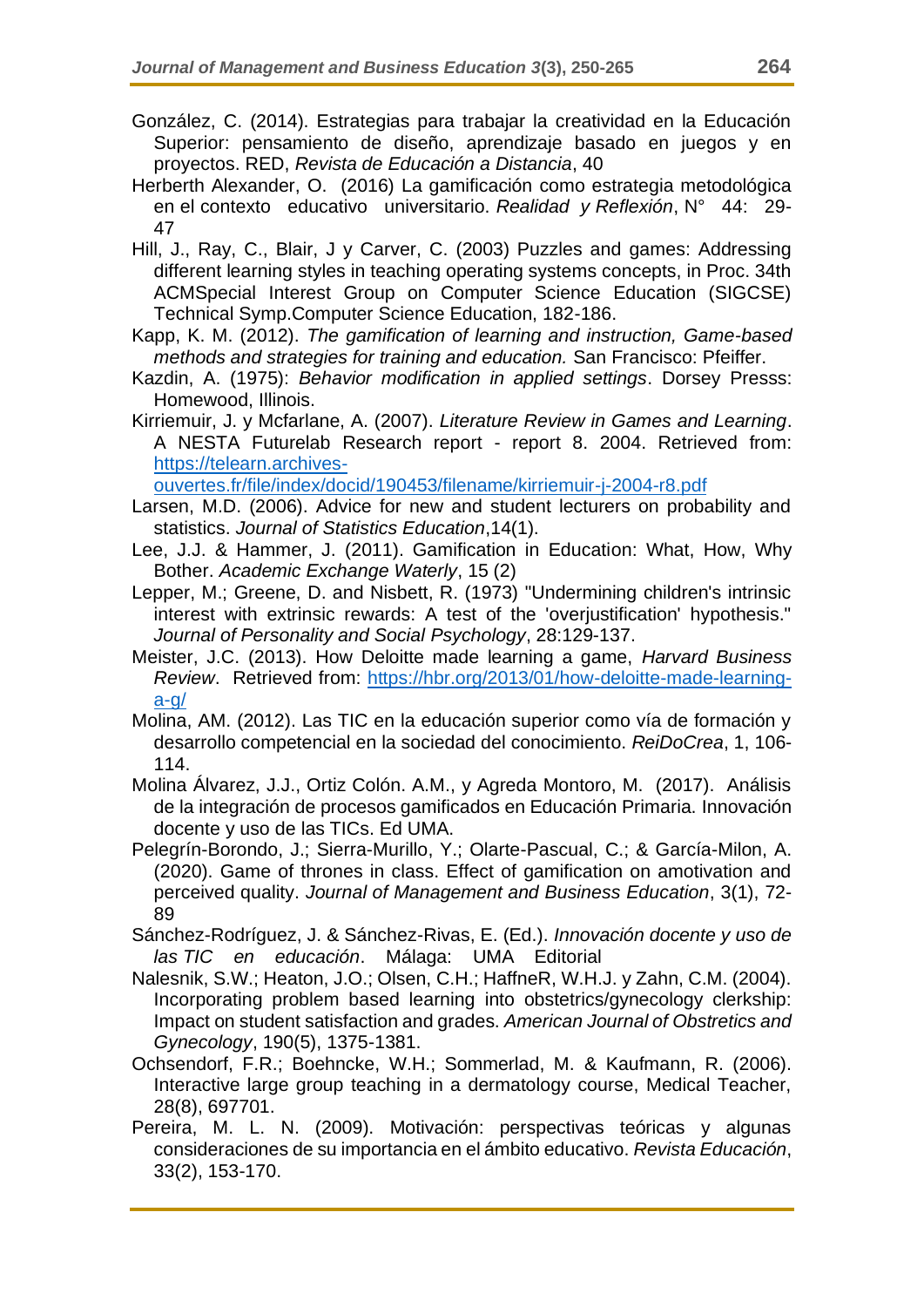González, C. (2014). Estrategias para trabajar la creatividad en la Educación Superior: pensamiento de diseño, aprendizaje basado en juegos y en proyectos. RED, *Revista de Educación a Distancia*, 40

Herberth Alexander, O. (2016) La gamificación como estrategia metodológica en el contexto educativo universitario. *Realidad y Reflexión*, N° 44: 29-47

Hill, J., Ray, C., Blair, J y Carver, C. (2003) Puzzles and games: Addressing different learning styles in teaching operating systems concepts, in Proc. 34th ACMSpecial Interest Group on Computer Science Education (SIGCSE) Technical Symp.Computer Science Education, 182-186.

Kapp, K. M. (2012). *The gamification of learning and instruction, Game-based methods and strategies for training and education.* San Francisco: Pfeiffer.

Kazdin, A. (1975): *Behavior modification in applied settings*. Dorsey Presss: Homewood, Illinois.

Kirriemuir, J. y Mcfarlane, A. (2007). *Literature Review in Games and Learning*. A NESTA Futurelab Research report - report 8. 2004. Retrieved from: [https://telearn.archives-ouvertes.fr/file/index/docid/190453/filename/kirriemuir-j-2004-r8.pdf](https://telearn.archives-ouvertes.fr/file/index/docid/190453/filename/kirriemuir-j-2004-r8.pdf)

Larsen, M.D. (2006). Advice for new and student lecturers on probability and statistics. *Journal of Statistics Education*,14(1).

Lee, J.J. & Hammer, J. (2011). Gamification in Education: What, How, Why Bother. *Academic Exchange Waterly*, 15 (2)

Lepper, M.; Greene, D. and Nisbett, R. (1973) "Undermining children's intrinsic interest with extrinsic rewards: A test of the 'overjustification' hypothesis." *Journal of Personality and Social Psychology*, 28:129-137.

Meister, J.C. (2013). How Deloitte made learning a game, *Harvard Business Review*. Retrieved from: [https://hbr.org/2013/01/how-deloitte-made-learning-a-g/](https://hbr.org/2013/01/how-deloitte-made-learning-a-g/)

Molina, AM. (2012). Las TIC en la educación superior como vía de formación y desarrollo competencial en la sociedad del conocimiento. *ReiDoCrea*, 1, 106-114.

Molina Álvarez, J.J., Ortiz Colón. A.M., y Agreda Montoro, M. (2017). Análisis de la integración de procesos gamificados en Educación Primaria. Innovación docente y uso de las TICs. Ed UMA.

Pelegrín-Borondo, J.; Sierra-Murillo, Y.; Olarte-Pascual, C.; & García-Milon, A. (2020). Game of thrones in class. Effect of gamification on amotivation and perceived quality. *Journal of Management and Business Education*, 3(1), 72-89

Sánchez-Rodríguez, J. & Sánchez-Rivas, E. (Ed.). *Innovación docente y uso de las TIC en educación*. Málaga: UMA Editorial

Nalesnik, S.W.; Heaton, J.O.; Olsen, C.H.; HaffneR, W.H.J. y Zahn, C.M. (2004). Incorporating problem based learning into obstetrics/gynecology clerkship: Impact on student satisfaction and grades. *American Journal of Obstretics and Gynecology*, 190(5), 1375-1381.

Ochsendorf, F.R.; Boehncke, W.H.; Sommerlad, M. & Kaufmann, R. (2006). Interactive large group teaching in a dermatology course, Medical Teacher, 28(8), 697701.

Pereira, M. L. N. (2009). Motivación: perspectivas teóricas y algunas consideraciones de su importancia en el ámbito educativo. *Revista Educación*, 33(2), 153-170.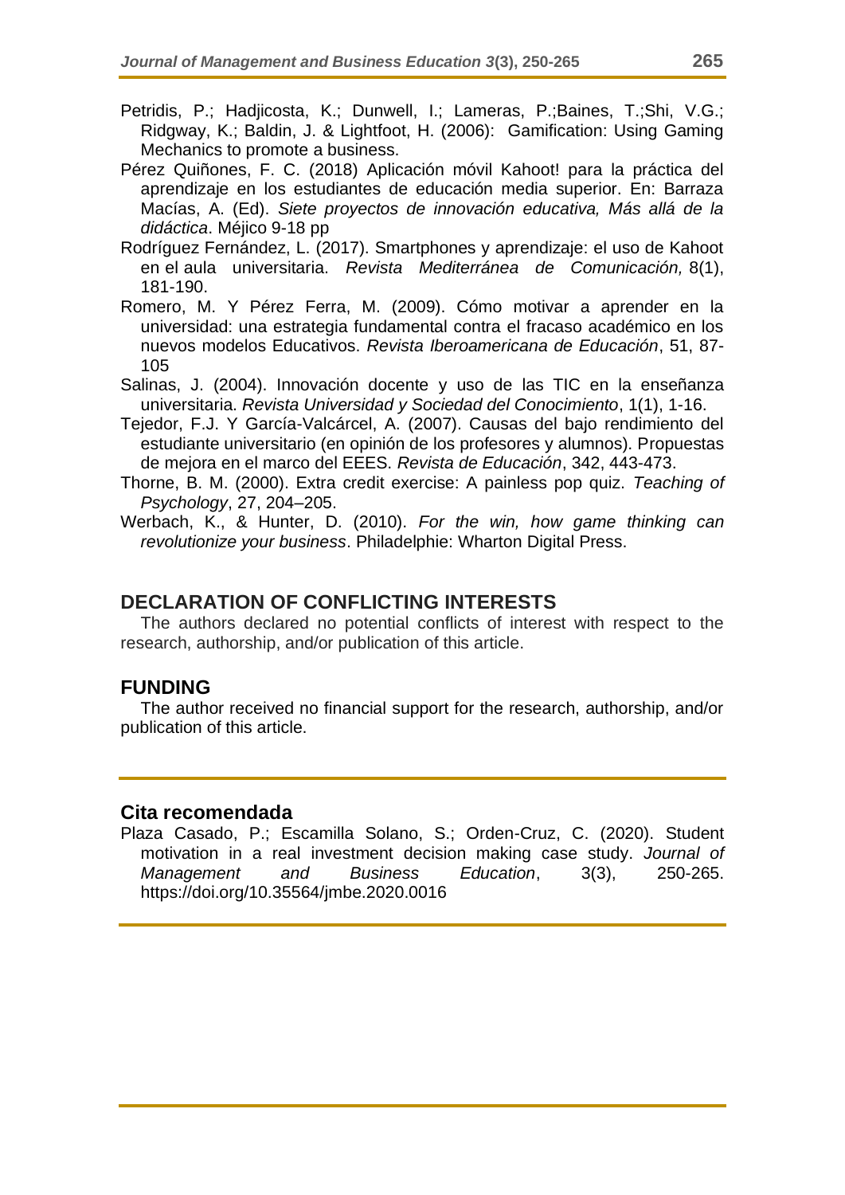Petridis, P.; Hadjicosta, K.; Dunwell, I.; Lameras, P.;Baines, T.;Shi, V.G.; Ridgway, K.; Baldin, J. & Lightfoot, H. (2006): Gamification: Using Gaming Mechanics to promote a business.

Pérez Quiñones, F. C. (2018) Aplicación móvil Kahoot! para la práctica del aprendizaje en los estudiantes de educación media superior. En: Barraza Macías, A. (Ed). *Siete proyectos de innovación educativa, Más allá de la didáctica*. Méjico 9-18 pp

Rodríguez Fernández, L. (2017). Smartphones y aprendizaje: el uso de Kahoot en el aula universitaria. *Revista Mediterránea de Comunicación,* 8(1), 181-190.

Romero, M. Y Pérez Ferra, M. (2009). Cómo motivar a aprender en la universidad: una estrategia fundamental contra el fracaso académico en los nuevos modelos Educativos. *Revista Iberoamericana de Educación*, 51, 87-105

Salinas, J. (2004). Innovación docente y uso de las TIC en la enseñanza universitaria. *Revista Universidad y Sociedad del Conocimiento*, 1(1), 1-16.

Tejedor, F.J. Y García-Valcárcel, A. (2007). Causas del bajo rendimiento del estudiante universitario (en opinión de los profesores y alumnos). Propuestas de mejora en el marco del EEES. *Revista de Educación*, 342, 443-473.

Thorne, B. M. (2000). Extra credit exercise: A painless pop quiz. *Teaching of Psychology*, 27, 204–205.

Werbach, K., & Hunter, D. (2010). *For the win, how game thinking can revolutionize your business*. Philadelphie: Wharton Digital Press.

## DECLARATION OF CONFLICTING INTERESTS

The authors declared no potential conflicts of interest with respect to the research, authorship, and/or publication of this article.

## FUNDING

The author received no financial support for the research, authorship, and/or publication of this article.

### Cita recomendada

Plaza Casado, P.; Escamilla Solano, S.; Orden-Cruz, C. (2020). Student motivation in a real investment decision making case study. *Journal of Management and Business Education*, 3(3), 250-265. https://doi.org/10.35564/jmbe.2020.0016